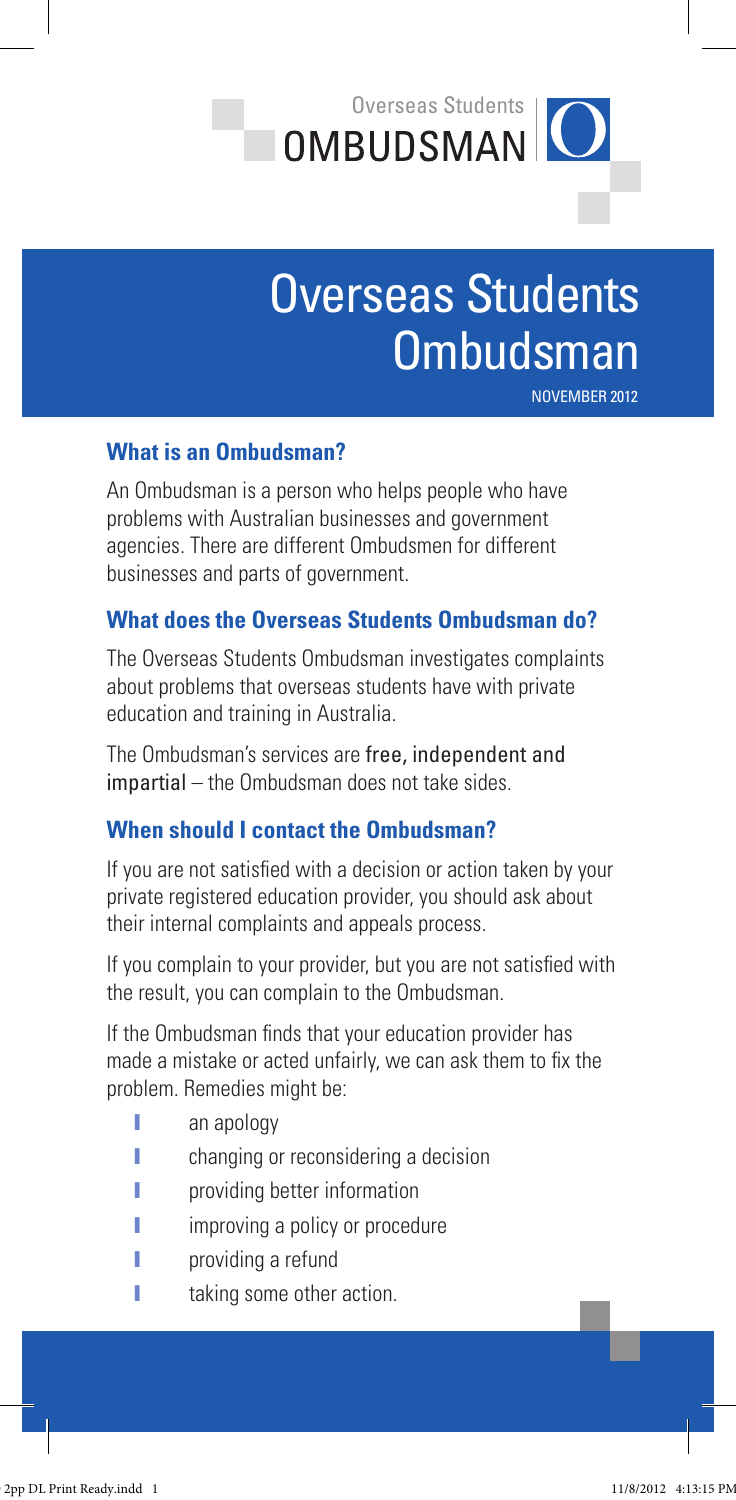Overseas Students OMBUDSMAN

# Overseas Students Ombudsman

NOVEMBER 2012

## What is an Ombudsman?

An Ombudsman is a person who helps people who have problems with Australian businesses and government agencies. There are different Ombudsmen for different businesses and parts of government.

## What does the Overseas Students Ombudsman do?

The Overseas Students Ombudsman investigates complaints about problems that overseas students have with private education and training in Australia.

The Ombudsman's services are **free, independent and impartial** – the Ombudsman does not take sides.

## When should I contact the Ombudsman?

If you are not satisfied with a decision or action taken by your private registered education provider, you should ask about their internal complaints and appeals process.

If you complain to your provider, but you are not satisfied with the result, you can complain to the Ombudsman.

If the Ombudsman finds that your education provider has made a mistake or acted unfairly, we can ask them to fix the problem. Remedies might be:

- an apology
- changing or reconsidering a decision
- providing better information
- improving a policy or procedure
- providing a refund
- taking some other action.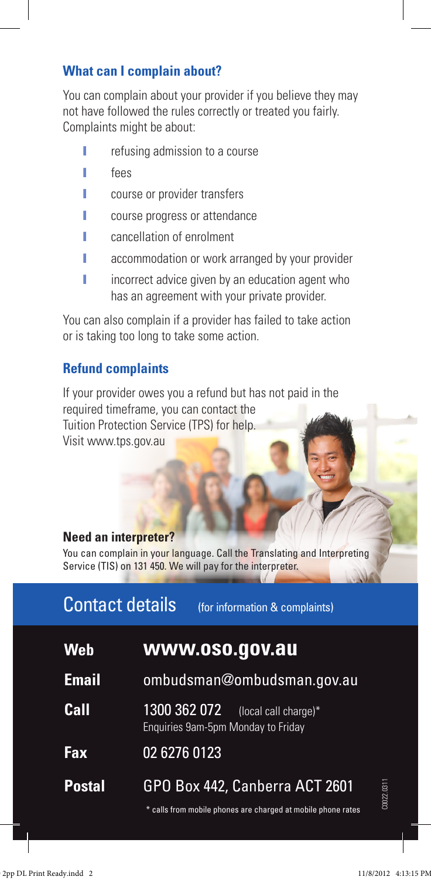### What can I complain about?

You can complain about your provider if you believe they may not have followed the rules correctly or treated you fairly. Complaints might be about:

- refusing admission to a course
- fees
- course or provider transfers
- course progress or attendance
- cancellation of enrolment
- accommodation or work arranged by your provider
- incorrect advice given by an education agent who has an agreement with your private provider.

You can also complain if a provider has failed to take action or is taking too long to take some action.

### Refund complaints

If your provider owes you a refund but has not paid in the required timeframe, you can contact the Tuition Protection Service (TPS) for help. Visit www.tps.gov.au

**Need an interpreter?**

You can complain in your language. Call the Translating and Interpreting Service (TIS) on 131 450. We will pay for the interpreter.

## Contact details (for information & complaints)

| | |
|---|---|
| **Web** | **www.oso.gov.au** |
| **Email** | ombudsman@ombudsman.gov.au |
| **Call** | 1300 362 072 (local call charge)* Enquiries 9am-5pm Monday to Friday |
| **Fax** | 02 6276 0123 |
| **Postal** | GPO Box 442, Canberra ACT 2601 |

* calls from mobile phones are charged at mobile phone rates

C0022.0311